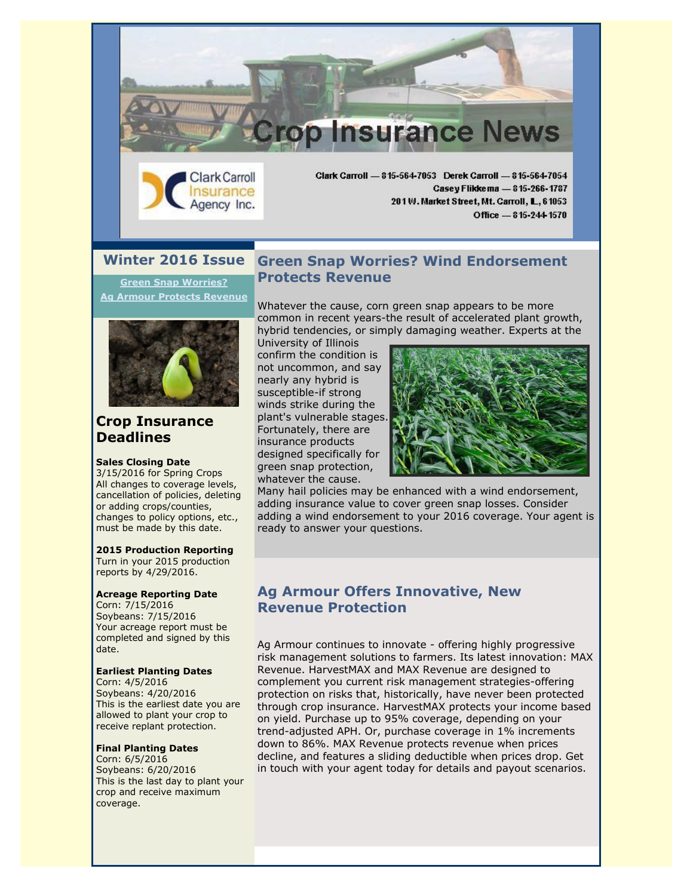# Crop Insurance News

Clark Carroll Insurance Agency Inc.

Clark Carroll — 815-564-7053 Derek Carroll — 815-564-7054
Casey Flikkema — 815-266-1787
201 W. Market Street, Mt. Carroll, IL, 61053
Office — 815-244-1570

## Winter 2016 Issue

Green Snap Worries?
Ag Armour Protects Revenue

## Crop Insurance Deadlines

**Sales Closing Date**
3/15/2016 for Spring Crops
All changes to coverage levels, cancellation of policies, deleting or adding crops/counties, changes to policy options, etc., must be made by this date.

**2015 Production Reporting**
Turn in your 2015 production reports by 4/29/2016.

**Acreage Reporting Date**
Corn: 7/15/2016
Soybeans: 7/15/2016
Your acreage report must be completed and signed by this date.

**Earliest Planting Dates**
Corn: 4/5/2016
Soybeans: 4/20/2016
This is the earliest date you are allowed to plant your crop to receive replant protection.

**Final Planting Dates**
Corn: 6/5/2016
Soybeans: 6/20/2016
This is the last day to plant your crop and receive maximum coverage.

## Green Snap Worries? Wind Endorsement Protects Revenue

Whatever the cause, corn green snap appears to be more common in recent years-the result of accelerated plant growth, hybrid tendencies, or simply damaging weather. Experts at the University of Illinois confirm the condition is not uncommon, and say nearly any hybrid is susceptible-if strong winds strike during the plant's vulnerable stages. Fortunately, there are insurance products designed specifically for green snap protection, whatever the cause.
Many hail policies may be enhanced with a wind endorsement, adding insurance value to cover green snap losses. Consider adding a wind endorsement to your 2016 coverage. Your agent is ready to answer your questions.

## Ag Armour Offers Innovative, New Revenue Protection

Ag Armour continues to innovate - offering highly progressive risk management solutions to farmers. Its latest innovation: MAX Revenue. HarvestMAX and MAX Revenue are designed to complement you current risk management strategies-offering protection on risks that, historically, have never been protected through crop insurance. HarvestMAX protects your income based on yield. Purchase up to 95% coverage, depending on your trend-adjusted APH. Or, purchase coverage in 1% increments down to 86%. MAX Revenue protects revenue when prices decline, and features a sliding deductible when prices drop. Get in touch with your agent today for details and payout scenarios.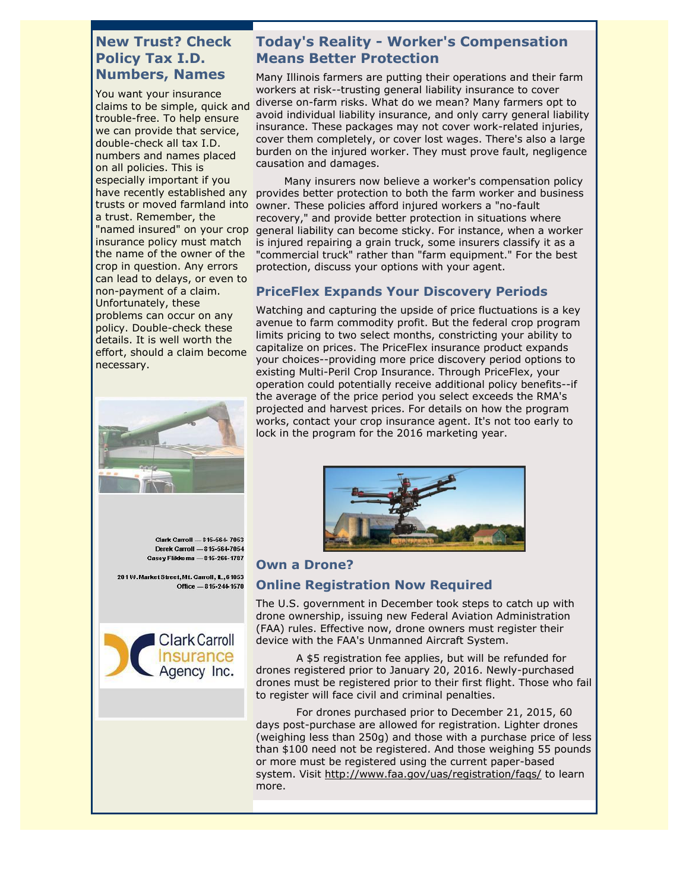## New Trust? Check Policy Tax I.D. Numbers, Names

You want your insurance claims to be simple, quick and trouble-free. To help ensure we can provide that service, double-check all tax I.D. numbers and names placed on all policies. This is especially important if you have recently established any trusts or moved farmland into a trust. Remember, the "named insured" on your crop insurance policy must match the name of the owner of the crop in question. Any errors can lead to delays, or even to non-payment of a claim. Unfortunately, these problems can occur on any policy. Double-check these details. It is well worth the effort, should a claim become necessary.

Clark Carroll — 815-564-7053
Derek Carroll — 815-564-7054
Casey Flikkema — 815-266-1787

201 W. Market Street, Mt. Carroll, IL, 61053
Office — 815-244-1570

Clark Carroll Insurance Agency Inc.

## Today's Reality - Worker's Compensation Means Better Protection

Many Illinois farmers are putting their operations and their farm workers at risk--trusting general liability insurance to cover diverse on-farm risks. What do we mean? Many farmers opt to avoid individual liability insurance, and only carry general liability insurance. These packages may not cover work-related injuries, cover them completely, or cover lost wages. There's also a large burden on the injured worker. They must prove fault, negligence causation and damages.

Many insurers now believe a worker's compensation policy provides better protection to both the farm worker and business owner. These policies afford injured workers a "no-fault recovery," and provide better protection in situations where general liability can become sticky. For instance, when a worker is injured repairing a grain truck, some insurers classify it as a "commercial truck" rather than "farm equipment." For the best protection, discuss your options with your agent.

## PriceFlex Expands Your Discovery Periods

Watching and capturing the upside of price fluctuations is a key avenue to farm commodity profit. But the federal crop program limits pricing to two select months, constricting your ability to capitalize on prices. The PriceFlex insurance product expands your choices--providing more price discovery period options to existing Multi-Peril Crop Insurance. Through PriceFlex, your operation could potentially receive additional policy benefits--if the average of the price period you select exceeds the RMA's projected and harvest prices. For details on how the program works, contact your crop insurance agent. It's not too early to lock in the program for the 2016 marketing year.

## Own a Drone?

## Online Registration Now Required

The U.S. government in December took steps to catch up with drone ownership, issuing new Federal Aviation Administration (FAA) rules. Effective now, drone owners must register their device with the FAA's Unmanned Aircraft System.

A $5 registration fee applies, but will be refunded for drones registered prior to January 20, 2016. Newly-purchased drones must be registered prior to their first flight. Those who fail to register will face civil and criminal penalties.

For drones purchased prior to December 21, 2015, 60 days post-purchase are allowed for registration. Lighter drones (weighing less than 250g) and those with a purchase price of less than $100 need not be registered. And those weighing 55 pounds or more must be registered using the current paper-based system. Visit http://www.faa.gov/uas/registration/faqs/ to learn more.